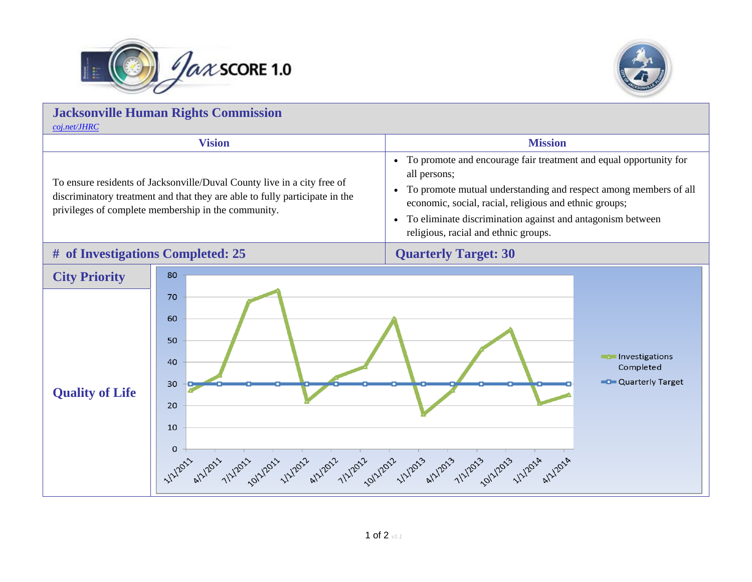# Jacksonville Human Rights Commission

*coj.net/JHRC*

| Vision | Mission |
| --- | --- |
| To ensure residents of Jacksonville/Duval County live in a city free of discriminatory treatment and that they are able to fully participate in the privileges of complete membership in the community. | • To promote and encourage fair treatment and equal opportunity for all persons;<br>• To promote mutual understanding and respect among members of all economic, social, racial, religious and ethnic groups;<br>• To eliminate discrimination against and antagonism between religious, racial and ethnic groups. |

## # of Investigations Completed: 25

## Quarterly Target: 30

## City Priority

**Quality of Life**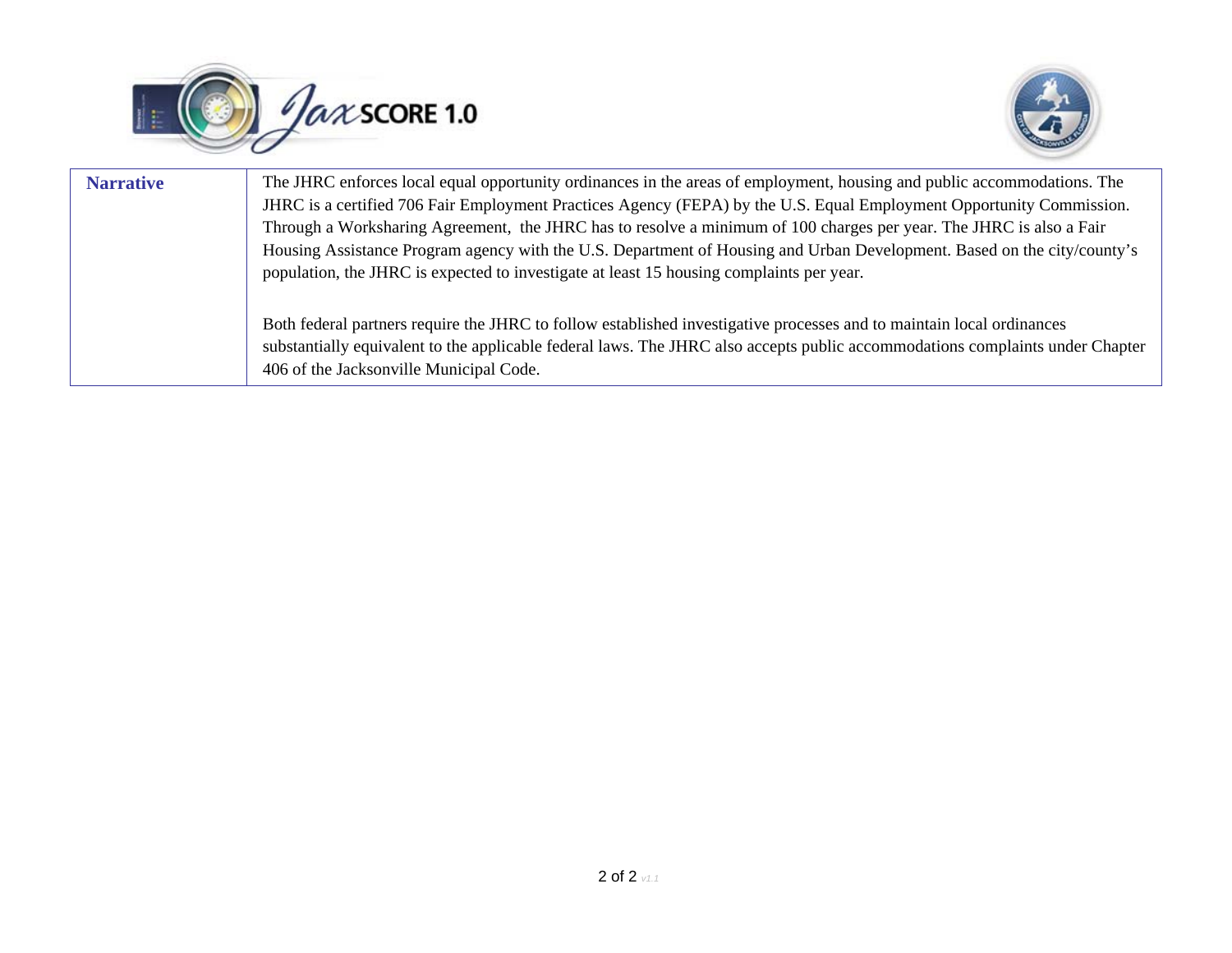| | |
|---|---|
| **Narrative** | The JHRC enforces local equal opportunity ordinances in the areas of employment, housing and public accommodations. The JHRC is a certified 706 Fair Employment Practices Agency (FEPA) by the U.S. Equal Employment Opportunity Commission. Through a Worksharing Agreement, the JHRC has to resolve a minimum of 100 charges per year. The JHRC is also a Fair Housing Assistance Program agency with the U.S. Department of Housing and Urban Development. Based on the city/county's population, the JHRC is expected to investigate at least 15 housing complaints per year.<br><br>Both federal partners require the JHRC to follow established investigative processes and to maintain local ordinances substantially equivalent to the applicable federal laws. The JHRC also accepts public accommodations complaints under Chapter 406 of the Jacksonville Municipal Code. |